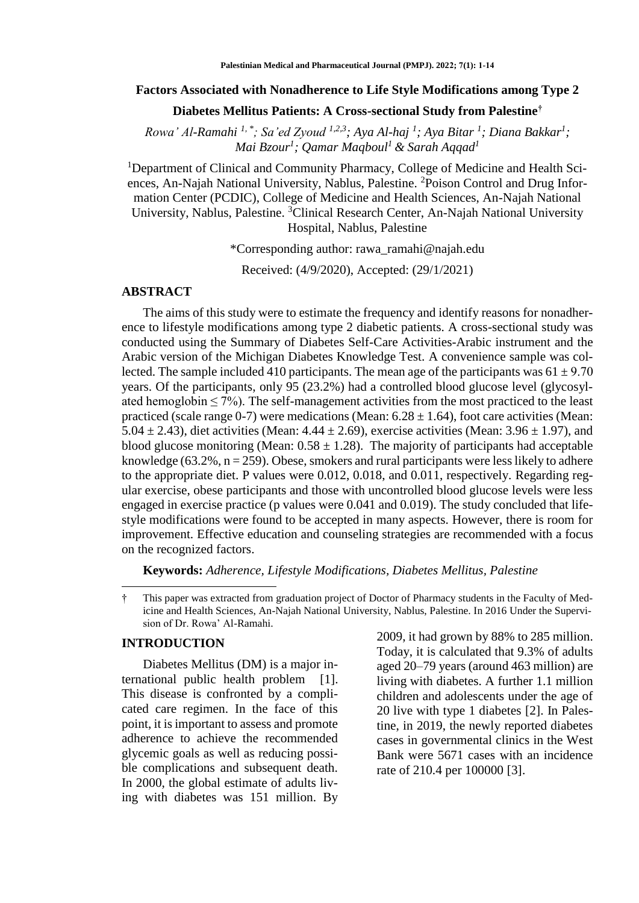# Factors Associated with Nonadherence to Life Style Modifications among Type 2 Diabetes Mellitus Patients: A Cross-sectional Study from Palestine†

*Rowa' Al-Ramahi [1,*]; Sa'ed Zyoud [1,2,3]; Aya Al-haj [1]; Aya Bitar [1]; Diana Bakkar[1]; Mai Bzour[1]; Qamar Maqboul[1] & Sarah Aqqad[1]*

[1]Department of Clinical and Community Pharmacy, College of Medicine and Health Sciences, An-Najah National University, Nablus, Palestine. [2]Poison Control and Drug Information Center (PCDIC), College of Medicine and Health Sciences, An-Najah National University, Nablus, Palestine. [3]Clinical Research Center, An-Najah National University Hospital, Nablus, Palestine

*Corresponding author: rawa_ramahi@najah.edu

Received: (4/9/2020), Accepted: (29/1/2021)

## ABSTRACT

The aims of this study were to estimate the frequency and identify reasons for nonadherence to lifestyle modifications among type 2 diabetic patients. A cross-sectional study was conducted using the Summary of Diabetes Self-Care Activities-Arabic instrument and the Arabic version of the Michigan Diabetes Knowledge Test. A convenience sample was collected. The sample included 410 participants. The mean age of the participants was $61 \pm 9.70$ years. Of the participants, only 95 (23.2%) had a controlled blood glucose level (glycosylated hemoglobin $\leq 7\%$). The self-management activities from the most practiced to the least practiced (scale range 0-7) were medications (Mean: $6.28 \pm 1.64$), foot care activities (Mean: $5.04 \pm 2.43$), diet activities (Mean: $4.44 \pm 2.69$), exercise activities (Mean: $3.96 \pm 1.97$), and blood glucose monitoring (Mean: $0.58 \pm 1.28$). The majority of participants had acceptable knowledge (63.2%, $n = 259$). Obese, smokers and rural participants were less likely to adhere to the appropriate diet. P values were 0.012, 0.018, and 0.011, respectively. Regarding regular exercise, obese participants and those with uncontrolled blood glucose levels were less engaged in exercise practice (p values were 0.041 and 0.019). The study concluded that lifestyle modifications were found to be accepted in many aspects. However, there is room for improvement. Effective education and counseling strategies are recommended with a focus on the recognized factors.

**Keywords:** *Adherence, Lifestyle Modifications, Diabetes Mellitus, Palestine*

† This paper was extracted from graduation project of Doctor of Pharmacy students in the Faculty of Medicine and Health Sciences, An-Najah National University, Nablus, Palestine. In 2016 Under the Supervision of Dr. Rowa' Al-Ramahi.

## INTRODUCTION

Diabetes Mellitus (DM) is a major international public health problem [1]. This disease is confronted by a complicated care regimen. In the face of this point, it is important to assess and promote adherence to achieve the recommended glycemic goals as well as reducing possible complications and subsequent death. In 2000, the global estimate of adults living with diabetes was 151 million. By 2009, it had grown by 88% to 285 million. Today, it is calculated that 9.3% of adults aged 20–79 years (around 463 million) are living with diabetes. A further 1.1 million children and adolescents under the age of 20 live with type 1 diabetes [2]. In Palestine, in 2019, the newly reported diabetes cases in governmental clinics in the West Bank were 5671 cases with an incidence rate of 210.4 per 100000 [3].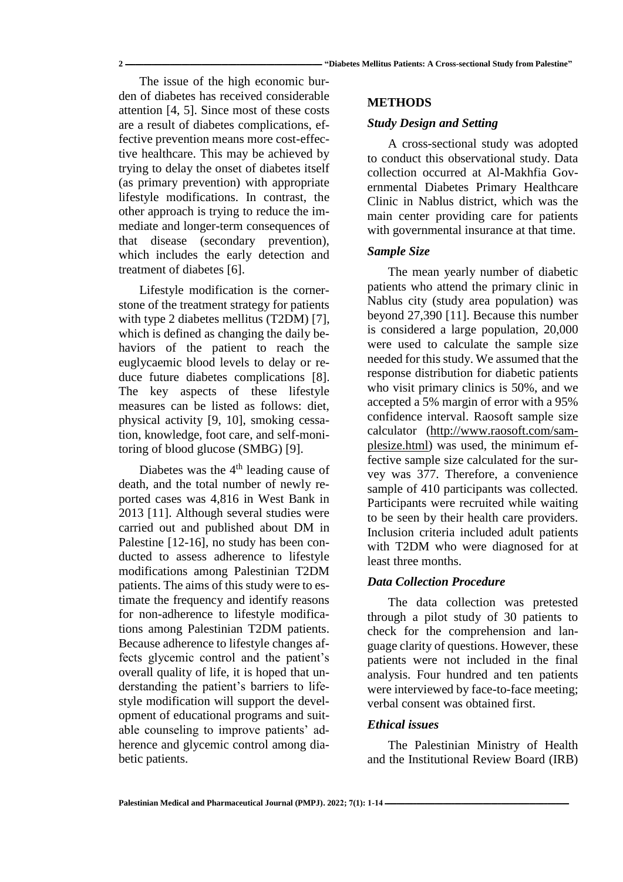The issue of the high economic burden of diabetes has received considerable attention [4, 5]. Since most of these costs are a result of diabetes complications, effective prevention means more cost-effective healthcare. This may be achieved by trying to delay the onset of diabetes itself (as primary prevention) with appropriate lifestyle modifications. In contrast, the other approach is trying to reduce the immediate and longer-term consequences of that disease (secondary prevention), which includes the early detection and treatment of diabetes [6].

Lifestyle modification is the cornerstone of the treatment strategy for patients with type 2 diabetes mellitus (T2DM) [7], which is defined as changing the daily behaviors of the patient to reach the euglycaemic blood levels to delay or reduce future diabetes complications [8]. The key aspects of these lifestyle measures can be listed as follows: diet, physical activity [9, 10], smoking cessation, knowledge, foot care, and self-monitoring of blood glucose (SMBG) [9].

Diabetes was the 4th leading cause of death, and the total number of newly reported cases was 4,816 in West Bank in 2013 [11]. Although several studies were carried out and published about DM in Palestine [12-16], no study has been conducted to assess adherence to lifestyle modifications among Palestinian T2DM patients. The aims of this study were to estimate the frequency and identify reasons for non-adherence to lifestyle modifications among Palestinian T2DM patients. Because adherence to lifestyle changes affects glycemic control and the patient's overall quality of life, it is hoped that understanding the patient's barriers to lifestyle modification will support the development of educational programs and suitable counseling to improve patients' adherence and glycemic control among diabetic patients.

## METHODS

### *Study Design and Setting*

A cross-sectional study was adopted to conduct this observational study. Data collection occurred at Al-Makhfia Governmental Diabetes Primary Healthcare Clinic in Nablus district, which was the main center providing care for patients with governmental insurance at that time.

### *Sample Size*

The mean yearly number of diabetic patients who attend the primary clinic in Nablus city (study area population) was beyond 27,390 [11]. Because this number is considered a large population, 20,000 were used to calculate the sample size needed for this study. We assumed that the response distribution for diabetic patients who visit primary clinics is 50%, and we accepted a 5% margin of error with a 95% confidence interval. Raosoft sample size calculator (http://www.raosoft.com/samplesize.html) was used, the minimum effective sample size calculated for the survey was 377. Therefore, a convenience sample of 410 participants was collected. Participants were recruited while waiting to be seen by their health care providers. Inclusion criteria included adult patients with T2DM who were diagnosed for at least three months.

### *Data Collection Procedure*

The data collection was pretested through a pilot study of 30 patients to check for the comprehension and language clarity of questions. However, these patients were not included in the final analysis. Four hundred and ten patients were interviewed by face-to-face meeting; verbal consent was obtained first.

### *Ethical issues*

The Palestinian Ministry of Health and the Institutional Review Board (IRB)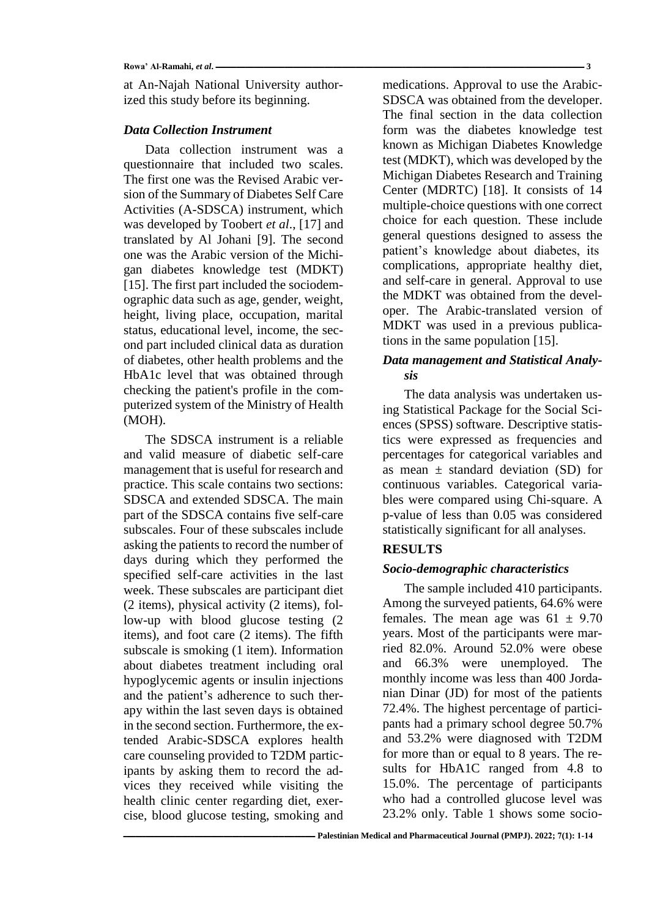at An-Najah National University authorized this study before its beginning.

### *Data Collection Instrument*

Data collection instrument was a questionnaire that included two scales. The first one was the Revised Arabic version of the Summary of Diabetes Self Care Activities (A-SDSCA) instrument, which was developed by Toobert *et al*., [17] and translated by Al Johani [9]. The second one was the Arabic version of the Michigan diabetes knowledge test (MDKT) [15]. The first part included the sociodemographic data such as age, gender, weight, height, living place, occupation, marital status, educational level, income, the second part included clinical data as duration of diabetes, other health problems and the HbA1c level that was obtained through checking the patient's profile in the computerized system of the Ministry of Health (MOH).

The SDSCA instrument is a reliable and valid measure of diabetic self-care management that is useful for research and practice. This scale contains two sections: SDSCA and extended SDSCA. The main part of the SDSCA contains five self-care subscales. Four of these subscales include asking the patients to record the number of days during which they performed the specified self-care activities in the last week. These subscales are participant diet (2 items), physical activity (2 items), follow-up with blood glucose testing (2 items), and foot care (2 items). The fifth subscale is smoking (1 item). Information about diabetes treatment including oral hypoglycemic agents or insulin injections and the patient's adherence to such therapy within the last seven days is obtained in the second section. Furthermore, the extended Arabic-SDSCA explores health care counseling provided to T2DM participants by asking them to record the advices they received while visiting the health clinic center regarding diet, exercise, blood glucose testing, smoking and medications. Approval to use the Arabic-SDSCA was obtained from the developer. The final section in the data collection form was the diabetes knowledge test known as Michigan Diabetes Knowledge test (MDKT), which was developed by the Michigan Diabetes Research and Training Center (MDRTC) [18]. It consists of 14 multiple-choice questions with one correct choice for each question. These include general questions designed to assess the patient's knowledge about diabetes, its complications, appropriate healthy diet, and self-care in general. Approval to use the MDKT was obtained from the developer. The Arabic-translated version of MDKT was used in a previous publications in the same population [15].

### *Data management and Statistical Analysis*

The data analysis was undertaken using Statistical Package for the Social Sciences (SPSS) software. Descriptive statistics were expressed as frequencies and percentages for categorical variables and as mean $\pm$ standard deviation (SD) for continuous variables. Categorical variables were compared using Chi-square. A p-value of less than 0.05 was considered statistically significant for all analyses.

## RESULTS

### *Socio-demographic characteristics*

The sample included 410 participants. Among the surveyed patients, 64.6% were females. The mean age was $61 \pm 9.70$ years. Most of the participants were married 82.0%. Around 52.0% were obese and 66.3% were unemployed. The monthly income was less than 400 Jordanian Dinar (JD) for most of the patients 72.4%. The highest percentage of participants had a primary school degree 50.7% and 53.2% were diagnosed with T2DM for more than or equal to 8 years. The results for HbA1C ranged from 4.8 to 15.0%. The percentage of participants who had a controlled glucose level was 23.2% only. Table 1 shows some socio-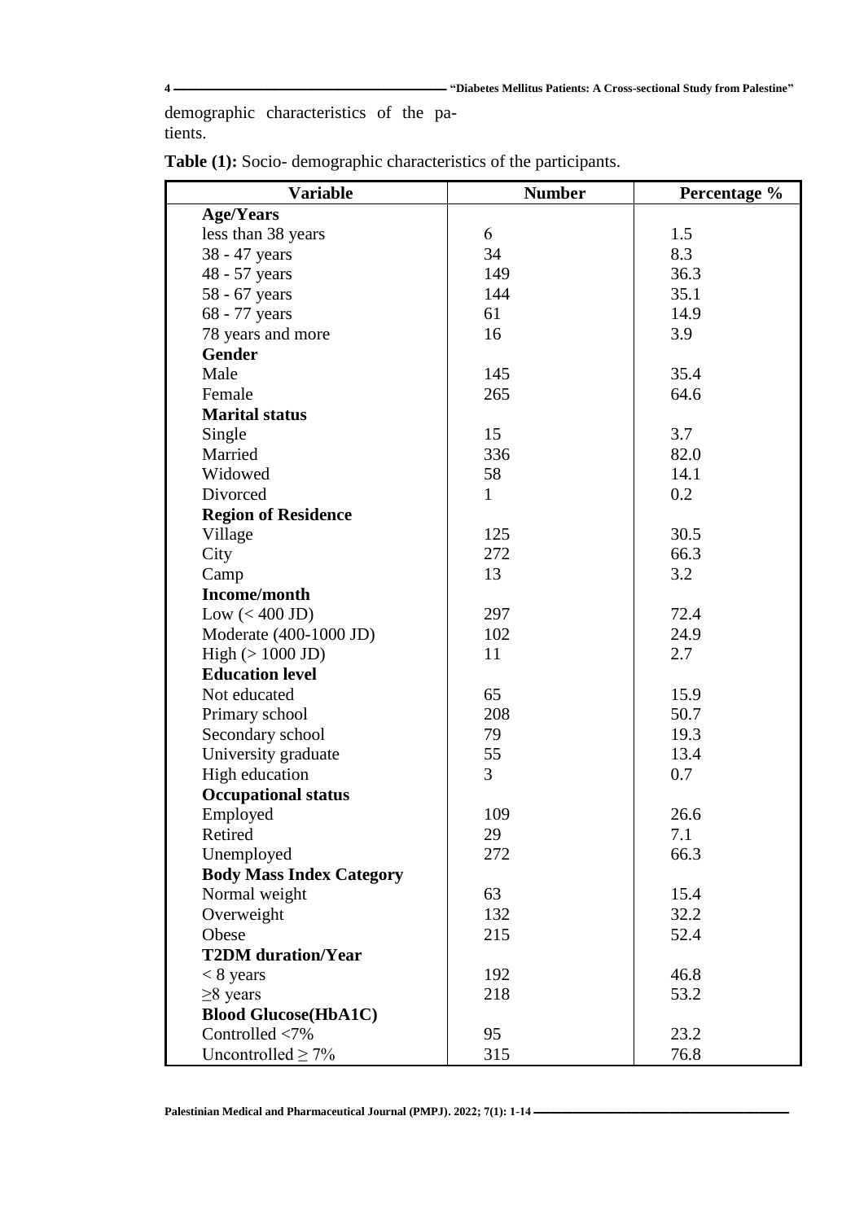demographic characteristics of the patients.

**Table (1):** Socio- demographic characteristics of the participants.

| Variable | Number | Percentage % |
|---|---|---|
| **Age/Years** | | |
| less than 38 years | 6 | 1.5 |
| 38 - 47 years | 34 | 8.3 |
| 48 - 57 years | 149 | 36.3 |
| 58 - 67 years | 144 | 35.1 |
| 68 - 77 years | 61 | 14.9 |
| 78 years and more | 16 | 3.9 |
| **Gender** | | |
| Male | 145 | 35.4 |
| Female | 265 | 64.6 |
| **Marital status** | | |
| Single | 15 | 3.7 |
| Married | 336 | 82.0 |
| Widowed | 58 | 14.1 |
| Divorced | 1 | 0.2 |
| **Region of Residence** | | |
| Village | 125 | 30.5 |
| City | 272 | 66.3 |
| Camp | 13 | 3.2 |
| **Income/month** | | |
| Low (< 400 JD) | 297 | 72.4 |
| Moderate (400-1000 JD) | 102 | 24.9 |
| High (> 1000 JD) | 11 | 2.7 |
| **Education level** | | |
| Not educated | 65 | 15.9 |
| Primary school | 208 | 50.7 |
| Secondary school | 79 | 19.3 |
| University graduate | 55 | 13.4 |
| High education | 3 | 0.7 |
| **Occupational status** | | |
| Employed | 109 | 26.6 |
| Retired | 29 | 7.1 |
| Unemployed | 272 | 66.3 |
| **Body Mass Index Category** | | |
| Normal weight | 63 | 15.4 |
| Overweight | 132 | 32.2 |
| Obese | 215 | 52.4 |
| **T2DM duration/Year** | | |
| < 8 years | 192 | 46.8 |
| ≥8 years | 218 | 53.2 |
| **Blood Glucose(HbA1C)** | | |
| Controlled <7% | 95 | 23.2 |
| Uncontrolled ≥ 7% | 315 | 76.8 |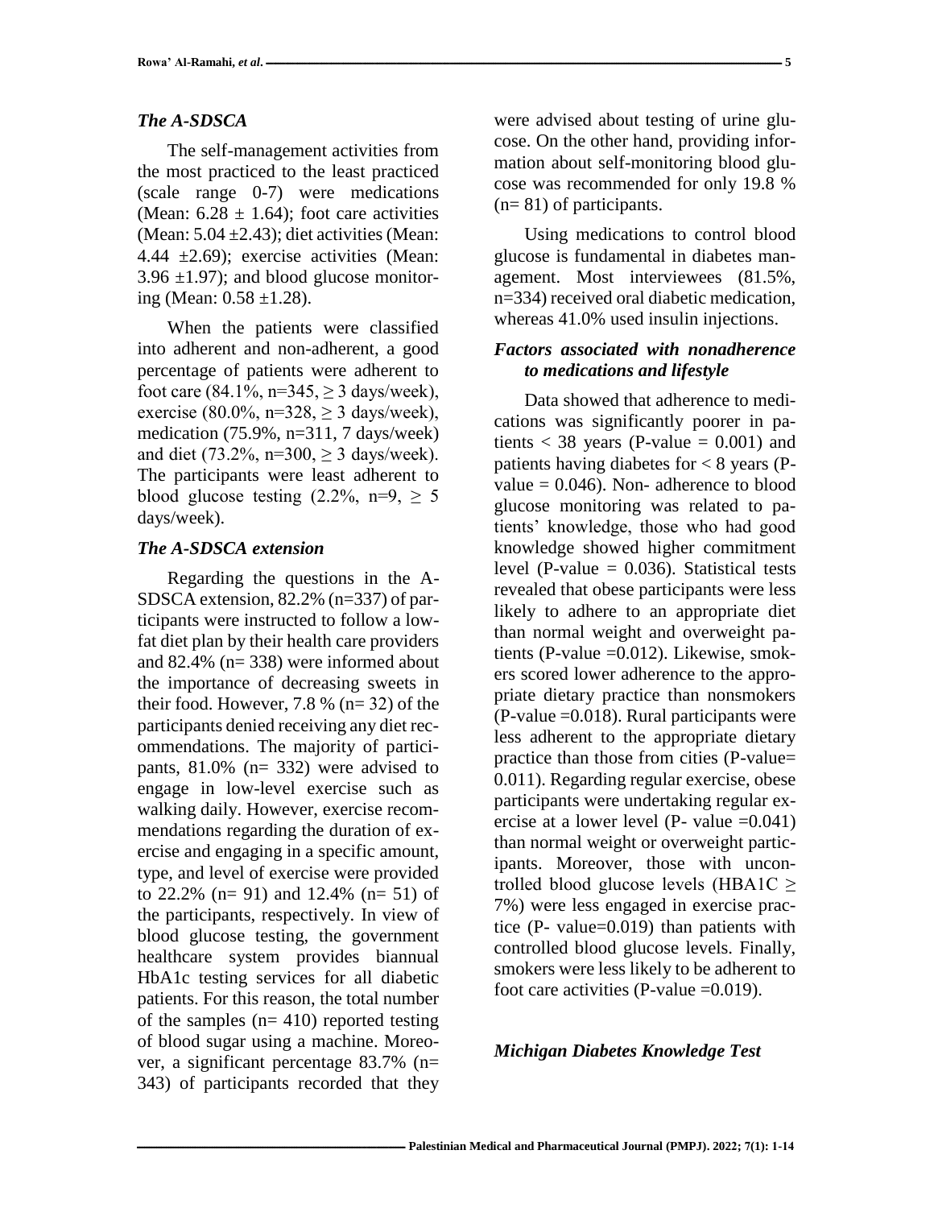### *The A-SDSCA*

The self-management activities from the most practiced to the least practiced (scale range 0-7) were medications (Mean: $6.28 \pm 1.64$); foot care activities (Mean: $5.04 \pm 2.43$); diet activities (Mean: $4.44 \pm 2.69$); exercise activities (Mean: $3.96 \pm 1.97$); and blood glucose monitoring (Mean: $0.58 \pm 1.28$).

When the patients were classified into adherent and non-adherent, a good percentage of patients were adherent to foot care (84.1%, n=345, $\geq 3$ days/week), exercise (80.0%, n=328, $\geq 3$ days/week), medication (75.9%, n=311, 7 days/week) and diet (73.2%, n=300, $\geq 3$ days/week). The participants were least adherent to blood glucose testing (2.2%, n=9, $\geq 5$ days/week).

### *The A-SDSCA extension*

Regarding the questions in the A-SDSCA extension, 82.2% (n=337) of participants were instructed to follow a low-fat diet plan by their health care providers and 82.4% (n= 338) were informed about the importance of decreasing sweets in their food. However, 7.8 % (n= 32) of the participants denied receiving any diet recommendations. The majority of participants, 81.0% (n= 332) were advised to engage in low-level exercise such as walking daily. However, exercise recommendations regarding the duration of exercise and engaging in a specific amount, type, and level of exercise were provided to 22.2% (n= 91) and 12.4% (n= 51) of the participants, respectively. In view of blood glucose testing, the government healthcare system provides biannual HbA1c testing services for all diabetic patients. For this reason, the total number of the samples (n= 410) reported testing of blood sugar using a machine. Moreover, a significant percentage 83.7% (n= 343) of participants recorded that they were advised about testing of urine glucose. On the other hand, providing information about self-monitoring blood glucose was recommended for only 19.8 % (n= 81) of participants.

Using medications to control blood glucose is fundamental in diabetes management. Most interviewees (81.5%, n=334) received oral diabetic medication, whereas 41.0% used insulin injections.

### *Factors associated with nonadherence to medications and lifestyle*

Data showed that adherence to medications was significantly poorer in patients < 38 years (P-value = 0.001) and patients having diabetes for < 8 years (P-value = 0.046). Non- adherence to blood glucose monitoring was related to patients' knowledge, those who had good knowledge showed higher commitment level (P-value = 0.036). Statistical tests revealed that obese participants were less likely to adhere to an appropriate diet than normal weight and overweight patients (P-value =0.012). Likewise, smokers scored lower adherence to the appropriate dietary practice than nonsmokers (P-value =0.018). Rural participants were less adherent to the appropriate dietary practice than those from cities (P-value= 0.011). Regarding regular exercise, obese participants were undertaking regular exercise at a lower level (P- value =0.041) than normal weight or overweight participants. Moreover, those with uncontrolled blood glucose levels (HBA1C $\geq$ 7%) were less engaged in exercise practice (P- value=0.019) than patients with controlled blood glucose levels. Finally, smokers were less likely to be adherent to foot care activities (P-value =0.019).

### *Michigan Diabetes Knowledge Test*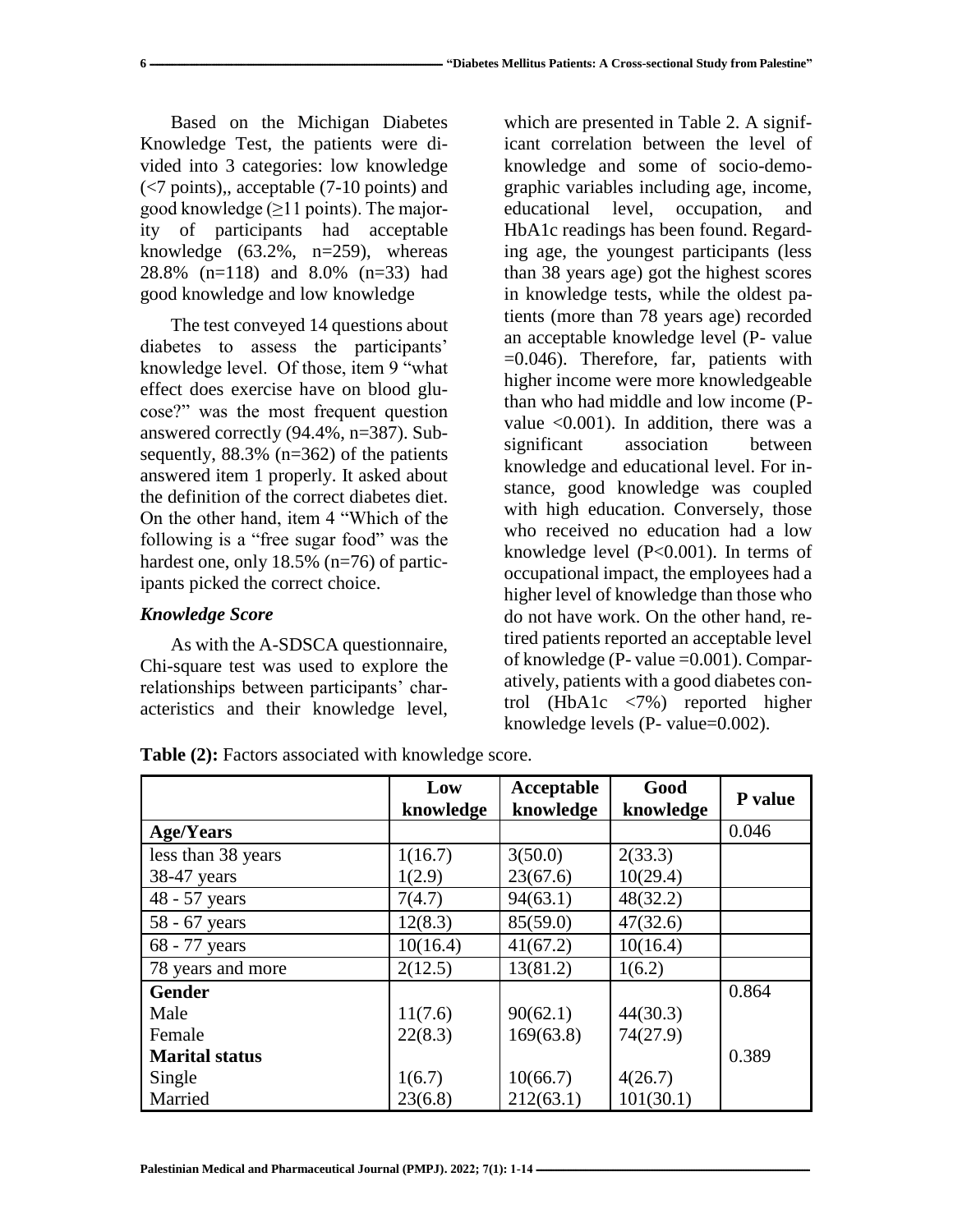Based on the Michigan Diabetes Knowledge Test, the patients were divided into 3 categories: low knowledge (<7 points),, acceptable (7-10 points) and good knowledge (≥11 points). The majority of participants had acceptable knowledge (63.2%, n=259), whereas 28.8% (n=118) and 8.0% (n=33) had good knowledge and low knowledge

The test conveyed 14 questions about diabetes to assess the participants' knowledge level. Of those, item 9 "what effect does exercise have on blood glucose?" was the most frequent question answered correctly (94.4%, n=387). Subsequently, 88.3% (n=362) of the patients answered item 1 properly. It asked about the definition of the correct diabetes diet. On the other hand, item 4 "Which of the following is a "free sugar food" was the hardest one, only 18.5% (n=76) of participants picked the correct choice.

### *Knowledge Score*

As with the A-SDSCA questionnaire, Chi-square test was used to explore the relationships between participants' characteristics and their knowledge level, which are presented in Table 2. A significant correlation between the level of knowledge and some of socio-demographic variables including age, income, educational level, occupation, and HbA1c readings has been found. Regarding age, the youngest participants (less than 38 years age) got the highest scores in knowledge tests, while the oldest patients (more than 78 years age) recorded an acceptable knowledge level (P- value =0.046). Therefore, far, patients with higher income were more knowledgeable than who had middle and low income (P-value <0.001). In addition, there was a significant association between knowledge and educational level. For instance, good knowledge was coupled with high education. Conversely, those who received no education had a low knowledge level (P<0.001). In terms of occupational impact, the employees had a higher level of knowledge than those who do not have work. On the other hand, retired patients reported an acceptable level of knowledge (P- value =0.001). Comparatively, patients with a good diabetes control (HbA1c <7%) reported higher knowledge levels (P- value=0.002).

**Table (2):** Factors associated with knowledge score.

| | Low knowledge | Acceptable knowledge | Good knowledge | P value |
|---|---|---|---|---|
| **Age/Years** | | | | 0.046 |
| less than 38 years | 1(16.7) | 3(50.0) | 2(33.3) | |
| 38-47 years | 1(2.9) | 23(67.6) | 10(29.4) | |
| 48 - 57 years | 7(4.7) | 94(63.1) | 48(32.2) | |
| 58 - 67 years | 12(8.3) | 85(59.0) | 47(32.6) | |
| 68 - 77 years | 10(16.4) | 41(67.2) | 10(16.4) | |
| 78 years and more | 2(12.5) | 13(81.2) | 1(6.2) | |
| **Gender** | | | | 0.864 |
| Male | 11(7.6) | 90(62.1) | 44(30.3) | |
| Female | 22(8.3) | 169(63.8) | 74(27.9) | |
| **Marital status** | | | | 0.389 |
| Single | 1(6.7) | 10(66.7) | 4(26.7) | |
| Married | 23(6.8) | 212(63.1) | 101(30.1) | |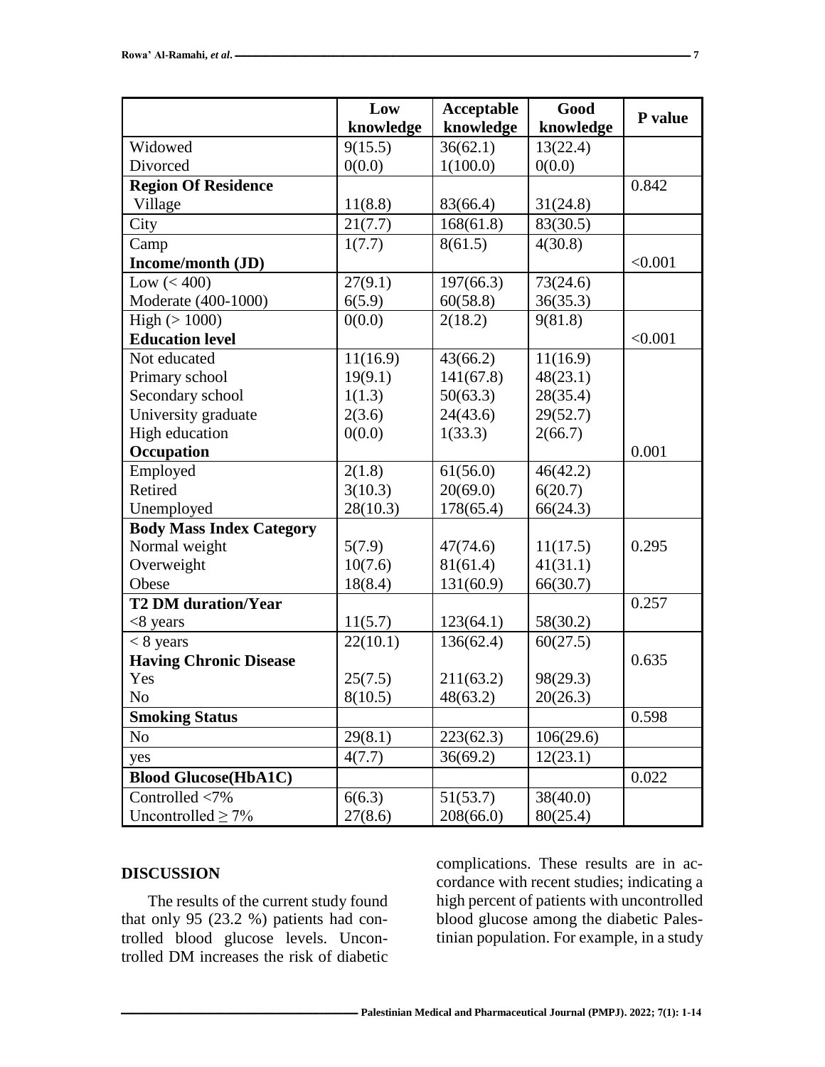| | Low knowledge | Acceptable knowledge | Good knowledge | P value |
|---|---|---|---|---|
| Widowed | 9(15.5) | 36(62.1) | 13(22.4) | |
| Divorced | 0(0.0) | 1(100.0) | 0(0.0) | |
| **Region Of Residence** | | | | 0.842 |
| Village | 11(8.8) | 83(66.4) | 31(24.8) | |
| City | 21(7.7) | 168(61.8) | 83(30.5) | |
| Camp | 1(7.7) | 8(61.5) | 4(30.8) | |
| **Income/month (JD)** | | | | <0.001 |
| Low (< 400) | 27(9.1) | 197(66.3) | 73(24.6) | |
| Moderate (400-1000) | 6(5.9) | 60(58.8) | 36(35.3) | |
| High (> 1000) | 0(0.0) | 2(18.2) | 9(81.8) | |
| **Education level** | | | | <0.001 |
| Not educated | 11(16.9) | 43(66.2) | 11(16.9) | |
| Primary school | 19(9.1) | 141(67.8) | 48(23.1) | |
| Secondary school | 1(1.3) | 50(63.3) | 28(35.4) | |
| University graduate | 2(3.6) | 24(43.6) | 29(52.7) | |
| High education | 0(0.0) | 1(33.3) | 2(66.7) | |
| **Occupation** | | | | 0.001 |
| Employed | 2(1.8) | 61(56.0) | 46(42.2) | |
| Retired | 3(10.3) | 20(69.0) | 6(20.7) | |
| Unemployed | 28(10.3) | 178(65.4) | 66(24.3) | |
| **Body Mass Index Category** | | | | |
| Normal weight | 5(7.9) | 47(74.6) | 11(17.5) | 0.295 |
| Overweight | 10(7.6) | 81(61.4) | 41(31.1) | |
| Obese | 18(8.4) | 131(60.9) | 66(30.7) | |
| **T2 DM duration/Year** | | | | 0.257 |
| <8 years | 11(5.7) | 123(64.1) | 58(30.2) | |
| < 8 years | 22(10.1) | 136(62.4) | 60(27.5) | |
| **Having Chronic Disease** | | | | 0.635 |
| Yes | 25(7.5) | 211(63.2) | 98(29.3) | |
| No | 8(10.5) | 48(63.2) | 20(26.3) | |
| **Smoking Status** | | | | 0.598 |
| No | 29(8.1) | 223(62.3) | 106(29.6) | |
| yes | 4(7.7) | 36(69.2) | 12(23.1) | |
| **Blood Glucose(HbA1C)** | | | | 0.022 |
| Controlled <7% | 6(6.3) | 51(53.7) | 38(40.0) | |
| Uncontrolled ≥ 7% | 27(8.6) | 208(66.0) | 80(25.4) | |

## DISCUSSION

The results of the current study found that only 95 (23.2 %) patients had controlled blood glucose levels. Uncontrolled DM increases the risk of diabetic complications. These results are in accordance with recent studies; indicating a high percent of patients with uncontrolled blood glucose among the diabetic Palestinian population. For example, in a study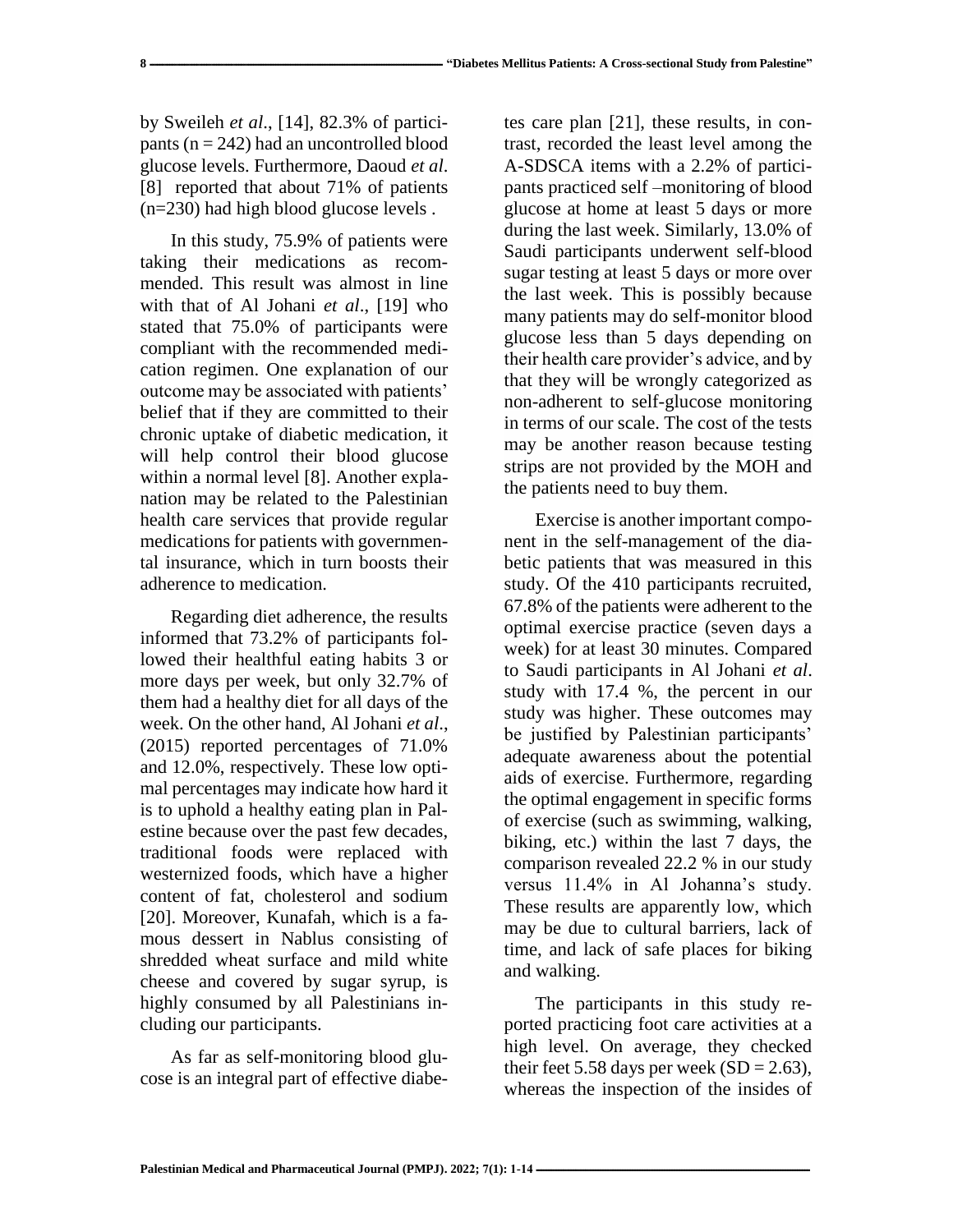by Sweileh *et al*., [14], 82.3% of participants (n = 242) had an uncontrolled blood glucose levels. Furthermore, Daoud *et al*. [8] reported that about 71% of patients (n=230) had high blood glucose levels .

In this study, 75.9% of patients were taking their medications as recommended. This result was almost in line with that of Al Johani *et al*., [19] who stated that 75.0% of participants were compliant with the recommended medication regimen. One explanation of our outcome may be associated with patients' belief that if they are committed to their chronic uptake of diabetic medication, it will help control their blood glucose within a normal level [8]. Another explanation may be related to the Palestinian health care services that provide regular medications for patients with governmental insurance, which in turn boosts their adherence to medication.

Regarding diet adherence, the results informed that 73.2% of participants followed their healthful eating habits 3 or more days per week, but only 32.7% of them had a healthy diet for all days of the week. On the other hand, Al Johani *et al*., (2015) reported percentages of 71.0% and 12.0%, respectively. These low optimal percentages may indicate how hard it is to uphold a healthy eating plan in Palestine because over the past few decades, traditional foods were replaced with westernized foods, which have a higher content of fat, cholesterol and sodium [20]. Moreover, Kunafah, which is a famous dessert in Nablus consisting of shredded wheat surface and mild white cheese and covered by sugar syrup, is highly consumed by all Palestinians including our participants.

As far as self-monitoring blood glucose is an integral part of effective diabetes care plan [21], these results, in contrast, recorded the least level among the A-SDSCA items with a 2.2% of participants practiced self –monitoring of blood glucose at home at least 5 days or more during the last week. Similarly, 13.0% of Saudi participants underwent self-blood sugar testing at least 5 days or more over the last week. This is possibly because many patients may do self-monitor blood glucose less than 5 days depending on their health care provider's advice, and by that they will be wrongly categorized as non-adherent to self-glucose monitoring in terms of our scale. The cost of the tests may be another reason because testing strips are not provided by the MOH and the patients need to buy them.

Exercise is another important component in the self-management of the diabetic patients that was measured in this study. Of the 410 participants recruited, 67.8% of the patients were adherent to the optimal exercise practice (seven days a week) for at least 30 minutes. Compared to Saudi participants in Al Johani *et al*. study with 17.4 %, the percent in our study was higher. These outcomes may be justified by Palestinian participants' adequate awareness about the potential aids of exercise. Furthermore, regarding the optimal engagement in specific forms of exercise (such as swimming, walking, biking, etc.) within the last 7 days, the comparison revealed 22.2 % in our study versus 11.4% in Al Johanna's study. These results are apparently low, which may be due to cultural barriers, lack of time, and lack of safe places for biking and walking.

The participants in this study reported practicing foot care activities at a high level. On average, they checked their feet 5.58 days per week (SD = 2.63), whereas the inspection of the insides of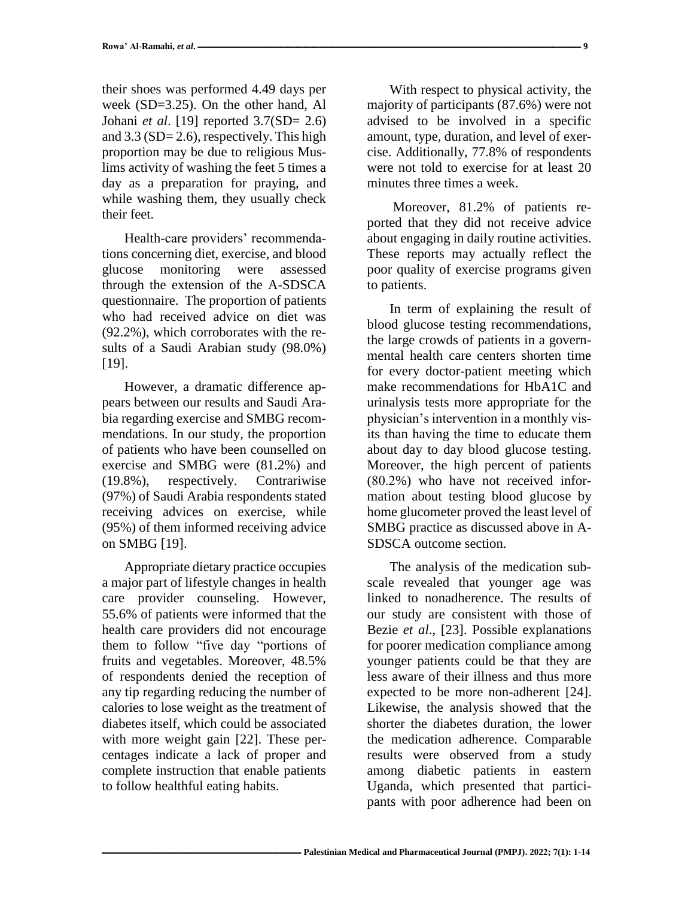their shoes was performed 4.49 days per week (SD=3.25). On the other hand, Al Johani *et al*. [19] reported 3.7(SD= 2.6) and 3.3 (SD= 2.6), respectively. This high proportion may be due to religious Muslims activity of washing the feet 5 times a day as a preparation for praying, and while washing them, they usually check their feet.

Health-care providers' recommendations concerning diet, exercise, and blood glucose monitoring were assessed through the extension of the A-SDSCA questionnaire. The proportion of patients who had received advice on diet was (92.2%), which corroborates with the results of a Saudi Arabian study (98.0%) [19].

However, a dramatic difference appears between our results and Saudi Arabia regarding exercise and SMBG recommendations. In our study, the proportion of patients who have been counselled on exercise and SMBG were (81.2%) and (19.8%), respectively. Contrariwise (97%) of Saudi Arabia respondents stated receiving advices on exercise, while (95%) of them informed receiving advice on SMBG [19].

Appropriate dietary practice occupies a major part of lifestyle changes in health care provider counseling. However, 55.6% of patients were informed that the health care providers did not encourage them to follow "five day "portions of fruits and vegetables. Moreover, 48.5% of respondents denied the reception of any tip regarding reducing the number of calories to lose weight as the treatment of diabetes itself, which could be associated with more weight gain [22]. These percentages indicate a lack of proper and complete instruction that enable patients to follow healthful eating habits.

With respect to physical activity, the majority of participants (87.6%) were not advised to be involved in a specific amount, type, duration, and level of exercise. Additionally, 77.8% of respondents were not told to exercise for at least 20 minutes three times a week.

Moreover, 81.2% of patients reported that they did not receive advice about engaging in daily routine activities. These reports may actually reflect the poor quality of exercise programs given to patients.

In term of explaining the result of blood glucose testing recommendations, the large crowds of patients in a governmental health care centers shorten time for every doctor-patient meeting which make recommendations for HbA1C and urinalysis tests more appropriate for the physician's intervention in a monthly visits than having the time to educate them about day to day blood glucose testing. Moreover, the high percent of patients (80.2%) who have not received information about testing blood glucose by home glucometer proved the least level of SMBG practice as discussed above in A-SDSCA outcome section.

The analysis of the medication subscale revealed that younger age was linked to nonadherence. The results of our study are consistent with those of Bezie *et al*., [23]. Possible explanations for poorer medication compliance among younger patients could be that they are less aware of their illness and thus more expected to be more non-adherent [24]. Likewise, the analysis showed that the shorter the diabetes duration, the lower the medication adherence. Comparable results were observed from a study among diabetic patients in eastern Uganda, which presented that participants with poor adherence had been on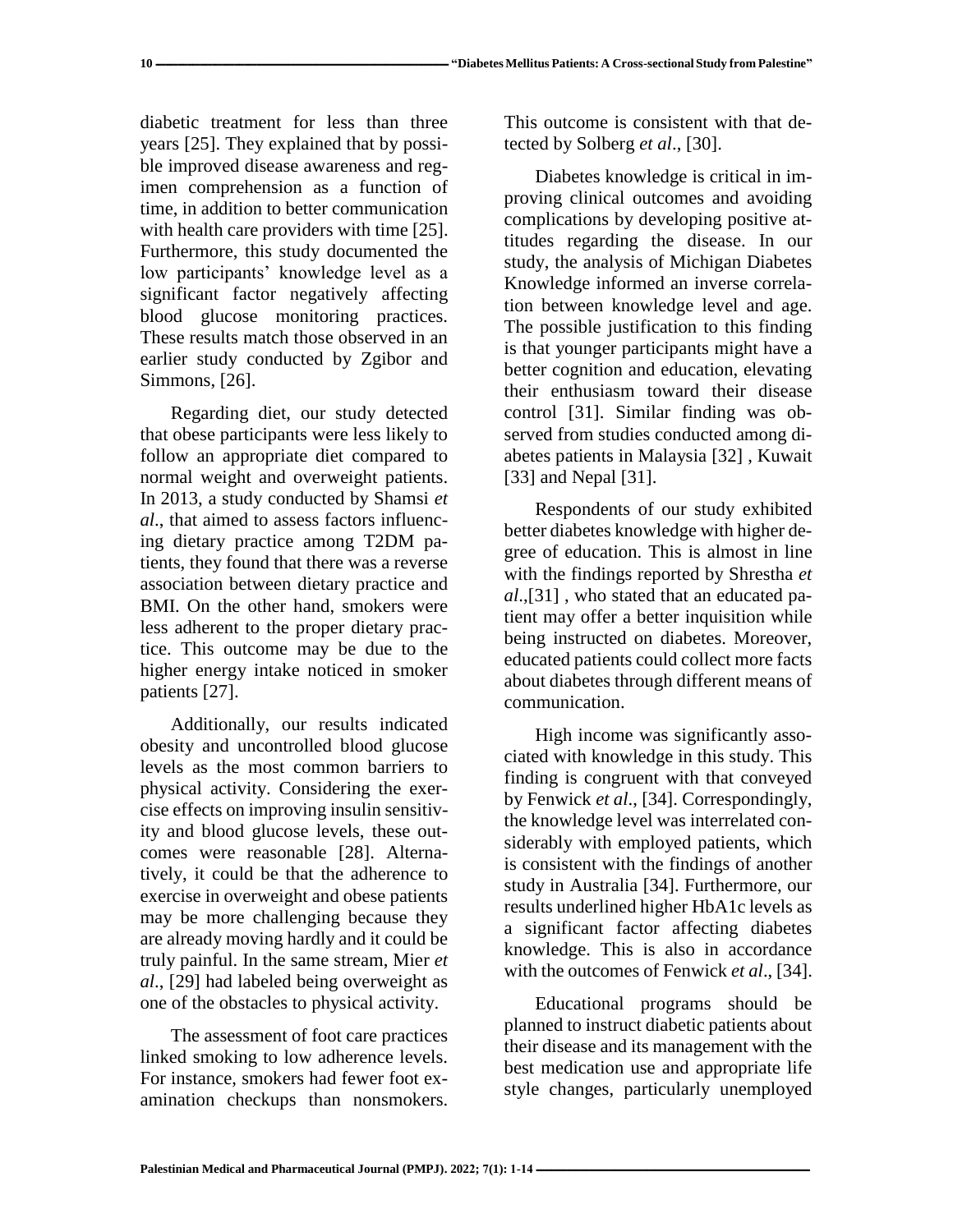diabetic treatment for less than three years [25]. They explained that by possible improved disease awareness and regimen comprehension as a function of time, in addition to better communication with health care providers with time [25]. Furthermore, this study documented the low participants' knowledge level as a significant factor negatively affecting blood glucose monitoring practices. These results match those observed in an earlier study conducted by Zgibor and Simmons, [26].

Regarding diet, our study detected that obese participants were less likely to follow an appropriate diet compared to normal weight and overweight patients. In 2013, a study conducted by Shamsi *et al*., that aimed to assess factors influencing dietary practice among T2DM patients, they found that there was a reverse association between dietary practice and BMI. On the other hand, smokers were less adherent to the proper dietary practice. This outcome may be due to the higher energy intake noticed in smoker patients [27].

Additionally, our results indicated obesity and uncontrolled blood glucose levels as the most common barriers to physical activity. Considering the exercise effects on improving insulin sensitivity and blood glucose levels, these outcomes were reasonable [28]. Alternatively, it could be that the adherence to exercise in overweight and obese patients may be more challenging because they are already moving hardly and it could be truly painful. In the same stream, Mier *et al*., [29] had labeled being overweight as one of the obstacles to physical activity.

The assessment of foot care practices linked smoking to low adherence levels. For instance, smokers had fewer foot examination checkups than nonsmokers. This outcome is consistent with that detected by Solberg *et al*., [30].

Diabetes knowledge is critical in improving clinical outcomes and avoiding complications by developing positive attitudes regarding the disease. In our study, the analysis of Michigan Diabetes Knowledge informed an inverse correlation between knowledge level and age. The possible justification to this finding is that younger participants might have a better cognition and education, elevating their enthusiasm toward their disease control [31]. Similar finding was observed from studies conducted among diabetes patients in Malaysia [32] , Kuwait [33] and Nepal [31].

Respondents of our study exhibited better diabetes knowledge with higher degree of education. This is almost in line with the findings reported by Shrestha *et al*.,[31] , who stated that an educated patient may offer a better inquisition while being instructed on diabetes. Moreover, educated patients could collect more facts about diabetes through different means of communication.

High income was significantly associated with knowledge in this study. This finding is congruent with that conveyed by Fenwick *et al*., [34]. Correspondingly, the knowledge level was interrelated considerably with employed patients, which is consistent with the findings of another study in Australia [34]. Furthermore, our results underlined higher HbA1c levels as a significant factor affecting diabetes knowledge. This is also in accordance with the outcomes of Fenwick *et al*., [34].

Educational programs should be planned to instruct diabetic patients about their disease and its management with the best medication use and appropriate life style changes, particularly unemployed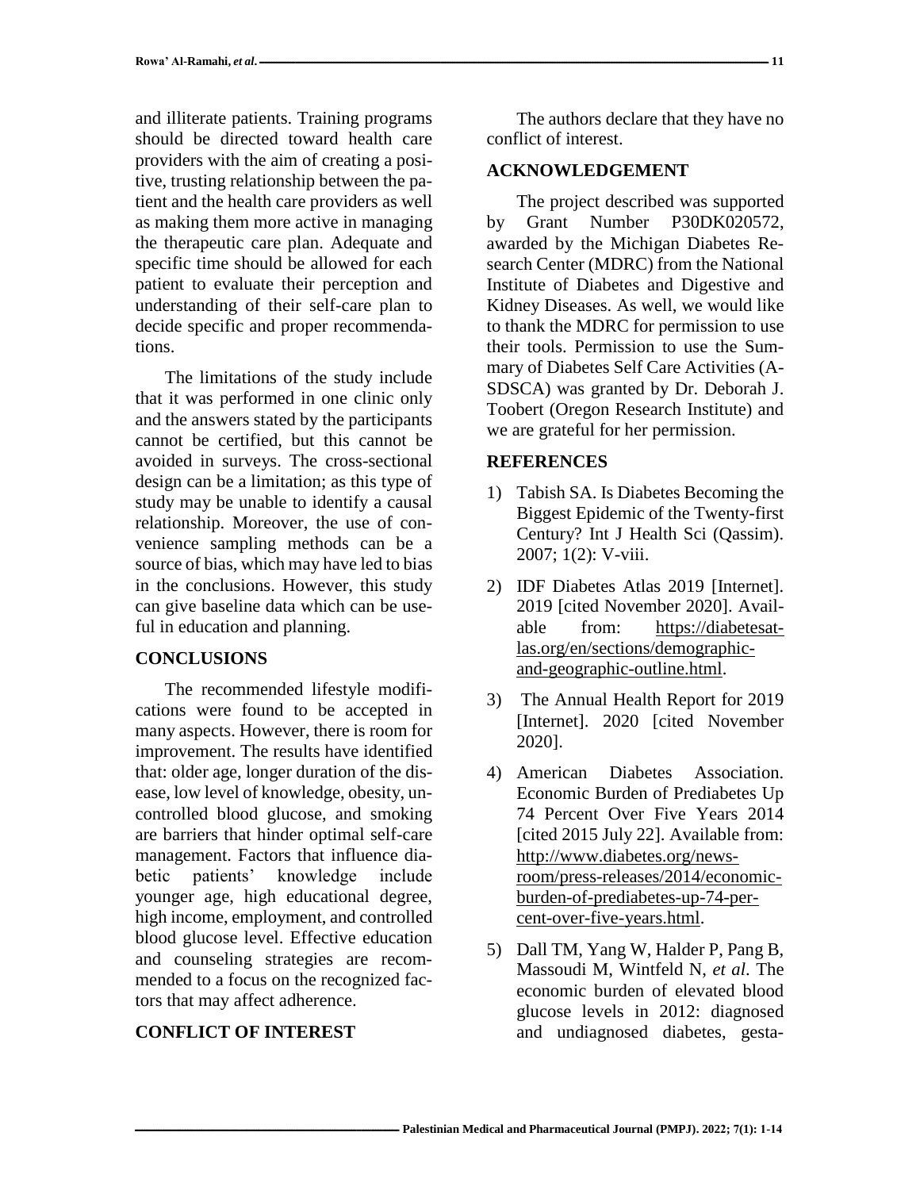and illiterate patients. Training programs should be directed toward health care providers with the aim of creating a positive, trusting relationship between the patient and the health care providers as well as making them more active in managing the therapeutic care plan. Adequate and specific time should be allowed for each patient to evaluate their perception and understanding of their self-care plan to decide specific and proper recommendations.

The limitations of the study include that it was performed in one clinic only and the answers stated by the participants cannot be certified, but this cannot be avoided in surveys. The cross-sectional design can be a limitation; as this type of study may be unable to identify a causal relationship. Moreover, the use of convenience sampling methods can be a source of bias, which may have led to bias in the conclusions. However, this study can give baseline data which can be useful in education and planning.

## CONCLUSIONS

The recommended lifestyle modifications were found to be accepted in many aspects. However, there is room for improvement. The results have identified that: older age, longer duration of the disease, low level of knowledge, obesity, uncontrolled blood glucose, and smoking are barriers that hinder optimal self-care management. Factors that influence diabetic patients' knowledge include younger age, high educational degree, high income, employment, and controlled blood glucose level. Effective education and counseling strategies are recommended to a focus on the recognized factors that may affect adherence.

## CONFLICT OF INTEREST

The authors declare that they have no conflict of interest.

## ACKNOWLEDGEMENT

The project described was supported by Grant Number P30DK020572, awarded by the Michigan Diabetes Research Center (MDRC) from the National Institute of Diabetes and Digestive and Kidney Diseases. As well, we would like to thank the MDRC for permission to use their tools. Permission to use the Summary of Diabetes Self Care Activities (A-SDSCA) was granted by Dr. Deborah J. Toobert (Oregon Research Institute) and we are grateful for her permission.

## REFERENCES

1) Tabish SA. Is Diabetes Becoming the Biggest Epidemic of the Twenty-first Century? Int J Health Sci (Qassim). 2007; 1(2): V-viii.
2) IDF Diabetes Atlas 2019 [Internet]. 2019 [cited November 2020]. Available from: https://diabetesatlas.org/en/sections/demographic-and-geographic-outline.html.
3) The Annual Health Report for 2019 [Internet]. 2020 [cited November 2020].
4) American Diabetes Association. Economic Burden of Prediabetes Up 74 Percent Over Five Years 2014 [cited 2015 July 22]. Available from: http://www.diabetes.org/newsroom/press-releases/2014/economic-burden-of-prediabetes-up-74-percent-over-five-years.html.
5) Dall TM, Yang W, Halder P, Pang B, Massoudi M, Wintfeld N, *et al*. The economic burden of elevated blood glucose levels in 2012: diagnosed and undiagnosed diabetes, gesta-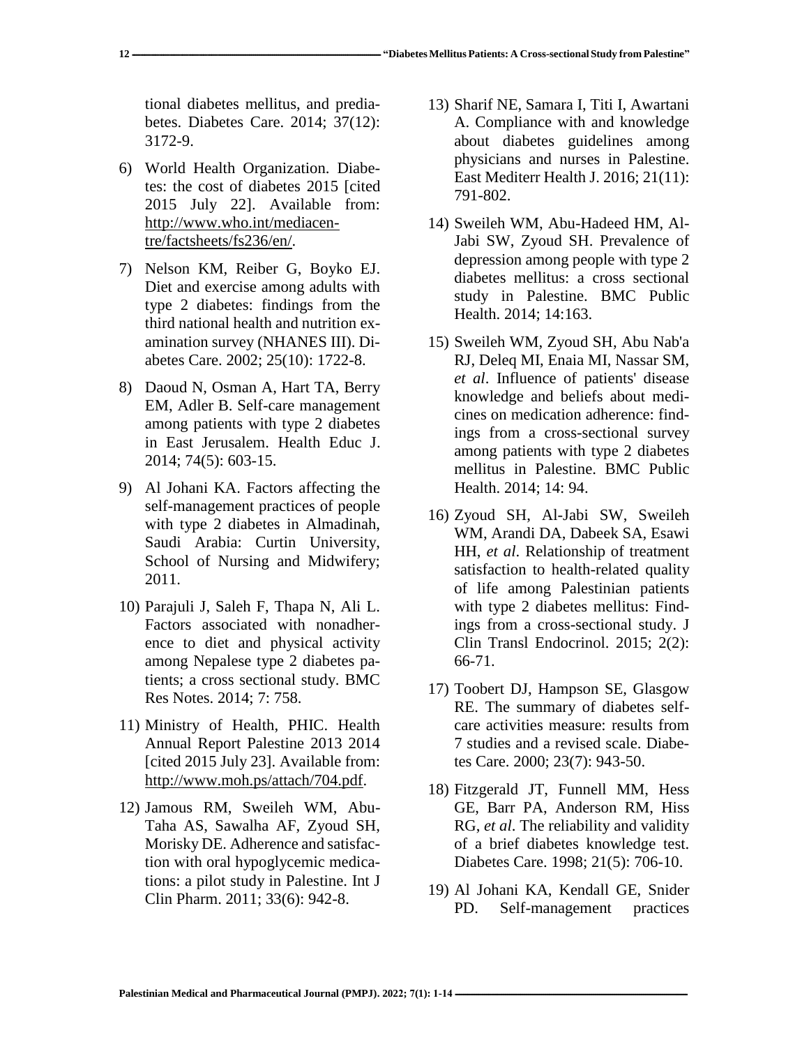tional diabetes mellitus, and prediabetes. Diabetes Care. 2014; 37(12): 3172-9.

6) World Health Organization. Diabetes: the cost of diabetes 2015 [cited 2015 July 22]. Available from: http://www.who.int/mediacentre/factsheets/fs236/en/.

7) Nelson KM, Reiber G, Boyko EJ. Diet and exercise among adults with type 2 diabetes: findings from the third national health and nutrition examination survey (NHANES III). Diabetes Care. 2002; 25(10): 1722-8.

8) Daoud N, Osman A, Hart TA, Berry EM, Adler B. Self-care management among patients with type 2 diabetes in East Jerusalem. Health Educ J. 2014; 74(5): 603-15.

9) Al Johani KA. Factors affecting the self-management practices of people with type 2 diabetes in Almadinah, Saudi Arabia: Curtin University, School of Nursing and Midwifery; 2011.

10) Parajuli J, Saleh F, Thapa N, Ali L. Factors associated with nonadherence to diet and physical activity among Nepalese type 2 diabetes patients; a cross sectional study. BMC Res Notes. 2014; 7: 758.

11) Ministry of Health, PHIC. Health Annual Report Palestine 2013 2014 [cited 2015 July 23]. Available from: http://www.moh.ps/attach/704.pdf.

12) Jamous RM, Sweileh WM, Abu-Taha AS, Sawalha AF, Zyoud SH, Morisky DE. Adherence and satisfaction with oral hypoglycemic medications: a pilot study in Palestine. Int J Clin Pharm. 2011; 33(6): 942-8.

13) Sharif NE, Samara I, Titi I, Awartani A. Compliance with and knowledge about diabetes guidelines among physicians and nurses in Palestine. East Mediterr Health J. 2016; 21(11): 791-802.

14) Sweileh WM, Abu-Hadeed HM, Al-Jabi SW, Zyoud SH. Prevalence of depression among people with type 2 diabetes mellitus: a cross sectional study in Palestine. BMC Public Health. 2014; 14:163.

15) Sweileh WM, Zyoud SH, Abu Nab'a RJ, Deleq MI, Enaia MI, Nassar SM, *et al*. Influence of patients' disease knowledge and beliefs about medicines on medication adherence: findings from a cross-sectional survey among patients with type 2 diabetes mellitus in Palestine. BMC Public Health. 2014; 14: 94.

16) Zyoud SH, Al-Jabi SW, Sweileh WM, Arandi DA, Dabeek SA, Esawi HH, *et al*. Relationship of treatment satisfaction to health-related quality of life among Palestinian patients with type 2 diabetes mellitus: Findings from a cross-sectional study. J Clin Transl Endocrinol. 2015; 2(2): 66-71.

17) Toobert DJ, Hampson SE, Glasgow RE. The summary of diabetes self-care activities measure: results from 7 studies and a revised scale. Diabetes Care. 2000; 23(7): 943-50.

18) Fitzgerald JT, Funnell MM, Hess GE, Barr PA, Anderson RM, Hiss RG, *et al*. The reliability and validity of a brief diabetes knowledge test. Diabetes Care. 1998; 21(5): 706-10.

19) Al Johani KA, Kendall GE, Snider PD. Self-management practices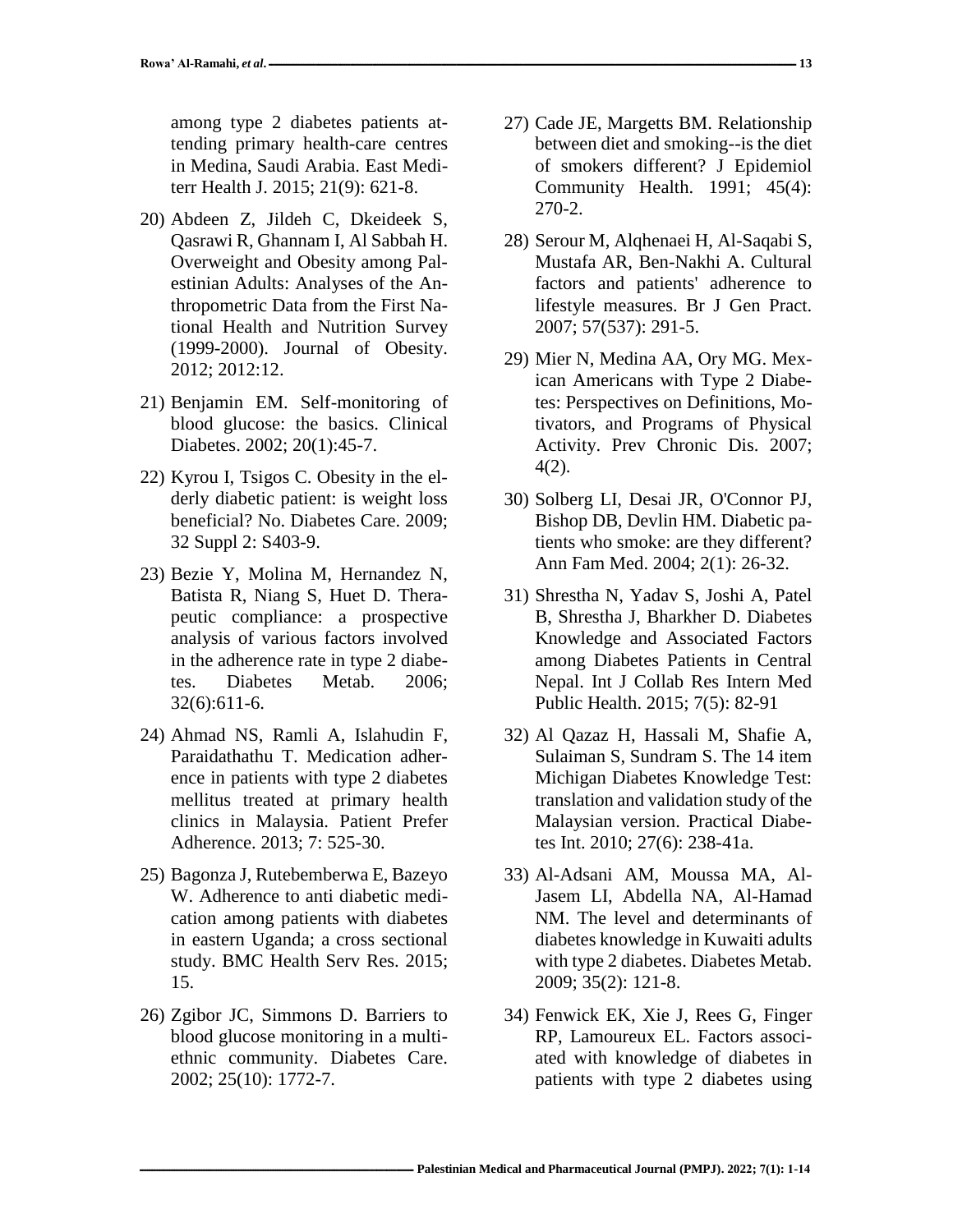among type 2 diabetes patients attending primary health-care centres in Medina, Saudi Arabia. East Mediterr Health J. 2015; 21(9): 621-8.

20) Abdeen Z, Jildeh C, Dkeideek S, Qasrawi R, Ghannam I, Al Sabbah H. Overweight and Obesity among Palestinian Adults: Analyses of the Anthropometric Data from the First National Health and Nutrition Survey (1999-2000). Journal of Obesity. 2012; 2012:12.

21) Benjamin EM. Self-monitoring of blood glucose: the basics. Clinical Diabetes. 2002; 20(1):45-7.

22) Kyrou I, Tsigos C. Obesity in the elderly diabetic patient: is weight loss beneficial? No. Diabetes Care. 2009; 32 Suppl 2: S403-9.

23) Bezie Y, Molina M, Hernandez N, Batista R, Niang S, Huet D. Therapeutic compliance: a prospective analysis of various factors involved in the adherence rate in type 2 diabetes. Diabetes Metab. 2006; 32(6):611-6.

24) Ahmad NS, Ramli A, Islahudin F, Paraidathathu T. Medication adherence in patients with type 2 diabetes mellitus treated at primary health clinics in Malaysia. Patient Prefer Adherence. 2013; 7: 525-30.

25) Bagonza J, Rutebemberwa E, Bazeyo W. Adherence to anti diabetic medication among patients with diabetes in eastern Uganda; a cross sectional study. BMC Health Serv Res. 2015; 15.

26) Zgibor JC, Simmons D. Barriers to blood glucose monitoring in a multiethnic community. Diabetes Care. 2002; 25(10): 1772-7.

27) Cade JE, Margetts BM. Relationship between diet and smoking--is the diet of smokers different? J Epidemiol Community Health. 1991; 45(4): 270-2.

28) Serour M, Alqhenaei H, Al-Saqabi S, Mustafa AR, Ben-Nakhi A. Cultural factors and patients' adherence to lifestyle measures. Br J Gen Pract. 2007; 57(537): 291-5.

29) Mier N, Medina AA, Ory MG. Mexican Americans with Type 2 Diabetes: Perspectives on Definitions, Motivators, and Programs of Physical Activity. Prev Chronic Dis. 2007; 4(2).

30) Solberg LI, Desai JR, O'Connor PJ, Bishop DB, Devlin HM. Diabetic patients who smoke: are they different? Ann Fam Med. 2004; 2(1): 26-32.

31) Shrestha N, Yadav S, Joshi A, Patel B, Shrestha J, Bharkher D. Diabetes Knowledge and Associated Factors among Diabetes Patients in Central Nepal. Int J Collab Res Intern Med Public Health. 2015; 7(5): 82-91

32) Al Qazaz H, Hassali M, Shafie A, Sulaiman S, Sundram S. The 14 item Michigan Diabetes Knowledge Test: translation and validation study of the Malaysian version. Practical Diabetes Int. 2010; 27(6): 238-41a.

33) Al-Adsani AM, Moussa MA, Al-Jasem LI, Abdella NA, Al-Hamad NM. The level and determinants of diabetes knowledge in Kuwaiti adults with type 2 diabetes. Diabetes Metab. 2009; 35(2): 121-8.

34) Fenwick EK, Xie J, Rees G, Finger RP, Lamoureux EL. Factors associated with knowledge of diabetes in patients with type 2 diabetes using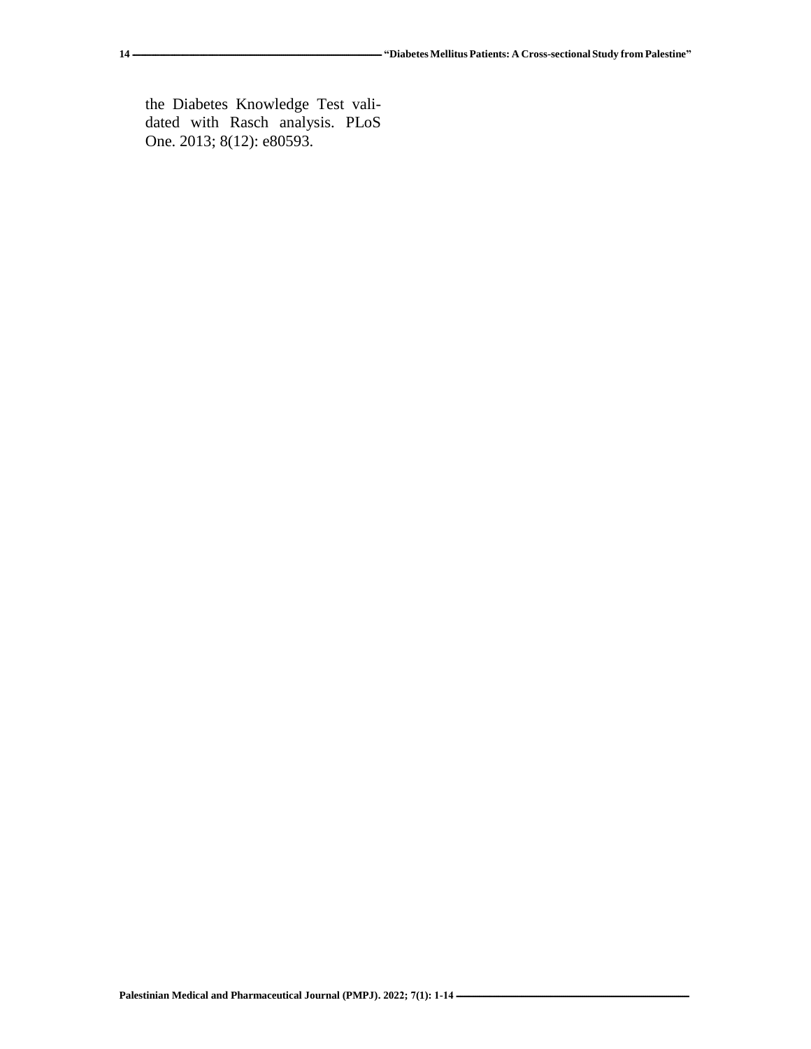the Diabetes Knowledge Test validated with Rasch analysis. PLoS One. 2013; 8(12): e80593.